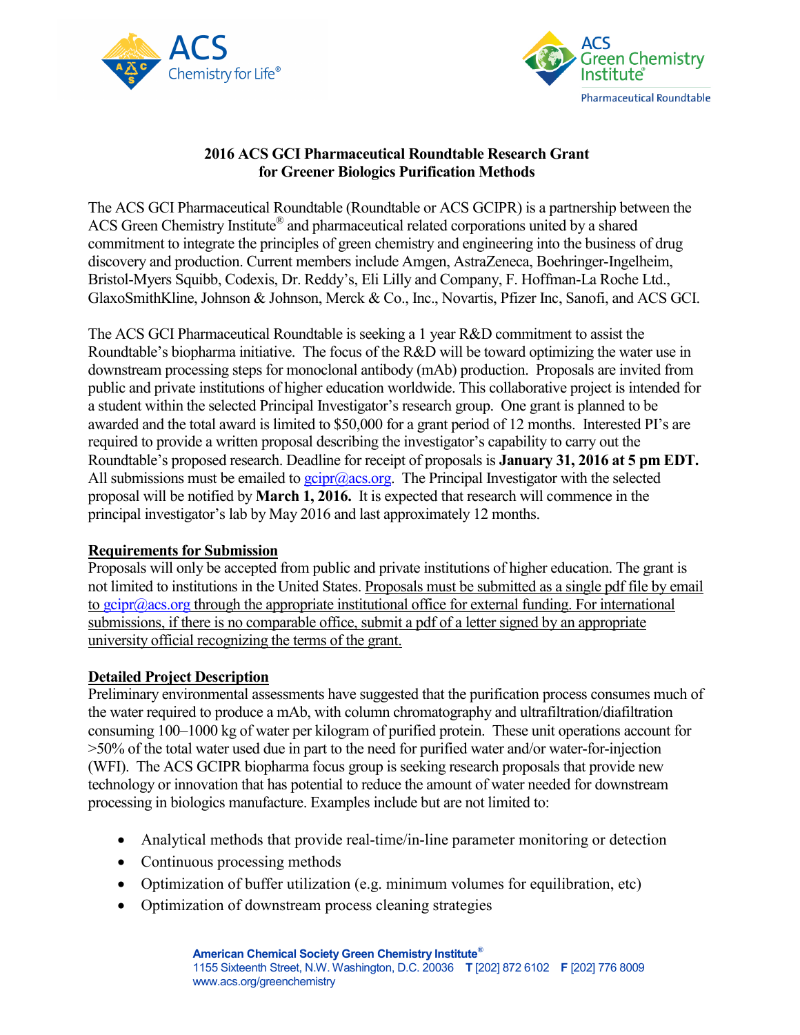# 2016 ACS GCI Pharmaceutical Roundtable Research Grant for Greener Biologics Purification Methods

The ACS GCI Pharmaceutical Roundtable (Roundtable or ACS GCIPR) is a partnership between the ACS Green Chemistry Institute® and pharmaceutical related corporations united by a shared commitment to integrate the principles of green chemistry and engineering into the business of drug discovery and production. Current members include Amgen, AstraZeneca, Boehringer-Ingelheim, Bristol-Myers Squibb, Codexis, Dr. Reddy's, Eli Lilly and Company, F. Hoffman-La Roche Ltd., GlaxoSmithKline, Johnson & Johnson, Merck & Co., Inc., Novartis, Pfizer Inc, Sanofi, and ACS GCI.

The ACS GCI Pharmaceutical Roundtable is seeking a 1 year R&D commitment to assist the Roundtable's biopharma initiative. The focus of the R&D will be toward optimizing the water use in downstream processing steps for monoclonal antibody (mAb) production. Proposals are invited from public and private institutions of higher education worldwide. This collaborative project is intended for a student within the selected Principal Investigator's research group. One grant is planned to be awarded and the total award is limited to $50,000 for a grant period of 12 months. Interested PI's are required to provide a written proposal describing the investigator's capability to carry out the Roundtable's proposed research. Deadline for receipt of proposals is **January 31, 2016 at 5 pm EDT.** All submissions must be emailed to gcipr@acs.org. The Principal Investigator with the selected proposal will be notified by **March 1, 2016.** It is expected that research will commence in the principal investigator's lab by May 2016 and last approximately 12 months.

## Requirements for Submission

Proposals will only be accepted from public and private institutions of higher education. The grant is not limited to institutions in the United States. Proposals must be submitted as a single pdf file by email to gcipr@acs.org through the appropriate institutional office for external funding. For international submissions, if there is no comparable office, submit a pdf of a letter signed by an appropriate university official recognizing the terms of the grant.

## Detailed Project Description

Preliminary environmental assessments have suggested that the purification process consumes much of the water required to produce a mAb, with column chromatography and ultrafiltration/diafiltration consuming 100–1000 kg of water per kilogram of purified protein. These unit operations account for >50% of the total water used due in part to the need for purified water and/or water-for-injection (WFI). The ACS GCIPR biopharma focus group is seeking research proposals that provide new technology or innovation that has potential to reduce the amount of water needed for downstream processing in biologics manufacture. Examples include but are not limited to:

- Analytical methods that provide real-time/in-line parameter monitoring or detection
- Continuous processing methods
- Optimization of buffer utilization (e.g. minimum volumes for equilibration, etc)
- Optimization of downstream process cleaning strategies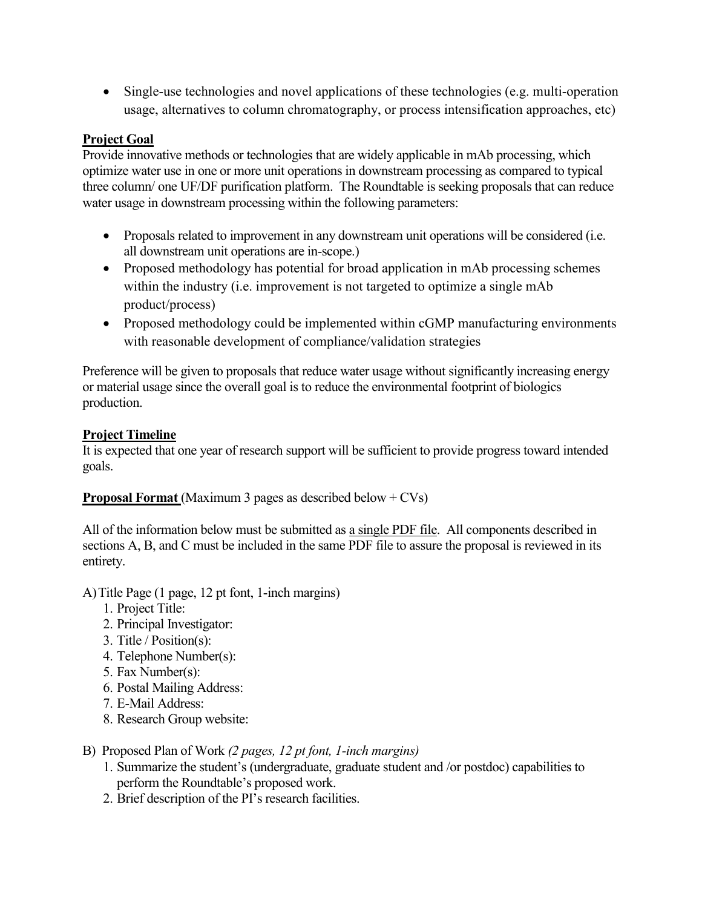- Single-use technologies and novel applications of these technologies (e.g. multi-operation usage, alternatives to column chromatography, or process intensification approaches, etc)

**Project Goal**

Provide innovative methods or technologies that are widely applicable in mAb processing, which optimize water use in one or more unit operations in downstream processing as compared to typical three column/ one UF/DF purification platform. The Roundtable is seeking proposals that can reduce water usage in downstream processing within the following parameters:

- Proposals related to improvement in any downstream unit operations will be considered (i.e. all downstream unit operations are in-scope.)
- Proposed methodology has potential for broad application in mAb processing schemes within the industry (i.e. improvement is not targeted to optimize a single mAb product/process)
- Proposed methodology could be implemented within cGMP manufacturing environments with reasonable development of compliance/validation strategies

Preference will be given to proposals that reduce water usage without significantly increasing energy or material usage since the overall goal is to reduce the environmental footprint of biologics production.

**Project Timeline**

It is expected that one year of research support will be sufficient to provide progress toward intended goals.

**Proposal Format** (Maximum 3 pages as described below + CVs)

All of the information below must be submitted as a single PDF file. All components described in sections A, B, and C must be included in the same PDF file to assure the proposal is reviewed in its entirety.

A) Title Page (1 page, 12 pt font, 1-inch margins)
  1. Project Title:
  2. Principal Investigator:
  3. Title / Position(s):
  4. Telephone Number(s):
  5. Fax Number(s):
  6. Postal Mailing Address:
  7. E-Mail Address:
  8. Research Group website:

B) Proposed Plan of Work *(2 pages, 12 pt font, 1-inch margins)*
  1. Summarize the student's (undergraduate, graduate student and /or postdoc) capabilities to perform the Roundtable's proposed work.
  2. Brief description of the PI's research facilities.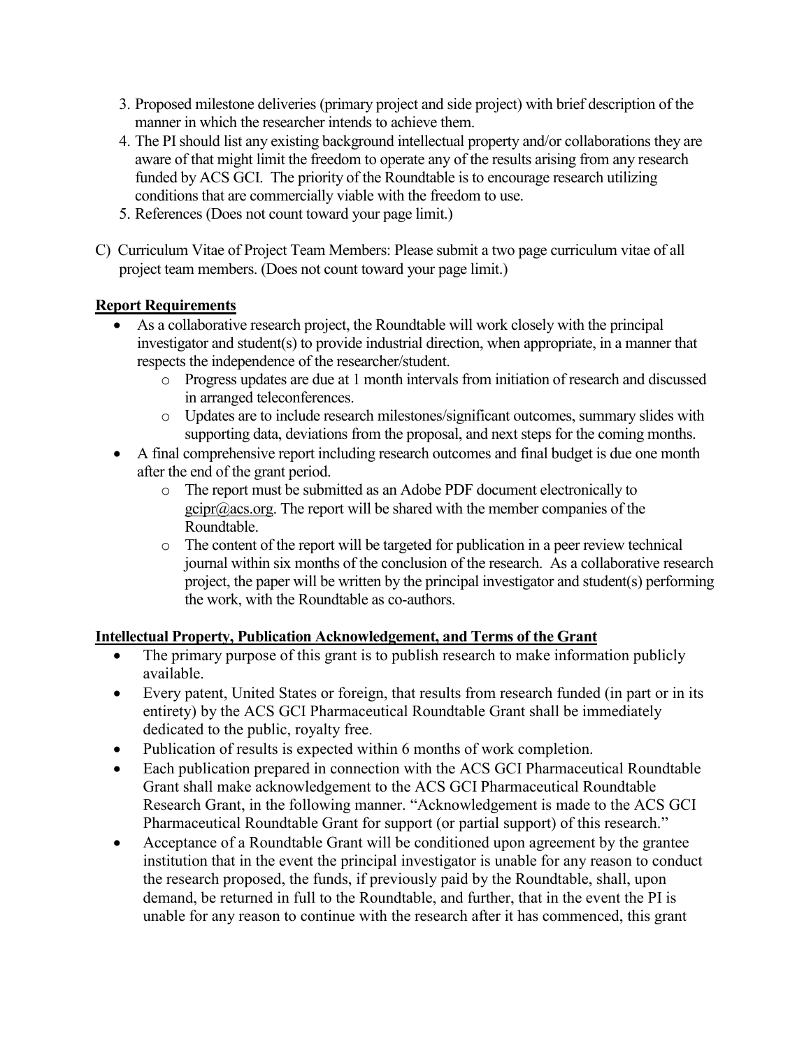3. Proposed milestone deliveries (primary project and side project) with brief description of the manner in which the researcher intends to achieve them.
4. The PI should list any existing background intellectual property and/or collaborations they are aware of that might limit the freedom to operate any of the results arising from any research funded by ACS GCI. The priority of the Roundtable is to encourage research utilizing conditions that are commercially viable with the freedom to use.
5. References (Does not count toward your page limit.)

C) Curriculum Vitae of Project Team Members: Please submit a two page curriculum vitae of all project team members. (Does not count toward your page limit.)

**Report Requirements**

- As a collaborative research project, the Roundtable will work closely with the principal investigator and student(s) to provide industrial direction, when appropriate, in a manner that respects the independence of the researcher/student.
  - Progress updates are due at 1 month intervals from initiation of research and discussed in arranged teleconferences.
  - Updates are to include research milestones/significant outcomes, summary slides with supporting data, deviations from the proposal, and next steps for the coming months.
- A final comprehensive report including research outcomes and final budget is due one month after the end of the grant period.
  - The report must be submitted as an Adobe PDF document electronically to gcipr@acs.org. The report will be shared with the member companies of the Roundtable.
  - The content of the report will be targeted for publication in a peer review technical journal within six months of the conclusion of the research. As a collaborative research project, the paper will be written by the principal investigator and student(s) performing the work, with the Roundtable as co-authors.

**Intellectual Property, Publication Acknowledgement, and Terms of the Grant**

- The primary purpose of this grant is to publish research to make information publicly available.
- Every patent, United States or foreign, that results from research funded (in part or in its entirety) by the ACS GCI Pharmaceutical Roundtable Grant shall be immediately dedicated to the public, royalty free.
- Publication of results is expected within 6 months of work completion.
- Each publication prepared in connection with the ACS GCI Pharmaceutical Roundtable Grant shall make acknowledgement to the ACS GCI Pharmaceutical Roundtable Research Grant, in the following manner. "Acknowledgement is made to the ACS GCI Pharmaceutical Roundtable Grant for support (or partial support) of this research."
- Acceptance of a Roundtable Grant will be conditioned upon agreement by the grantee institution that in the event the principal investigator is unable for any reason to conduct the research proposed, the funds, if previously paid by the Roundtable, shall, upon demand, be returned in full to the Roundtable, and further, that in the event the PI is unable for any reason to continue with the research after it has commenced, this grant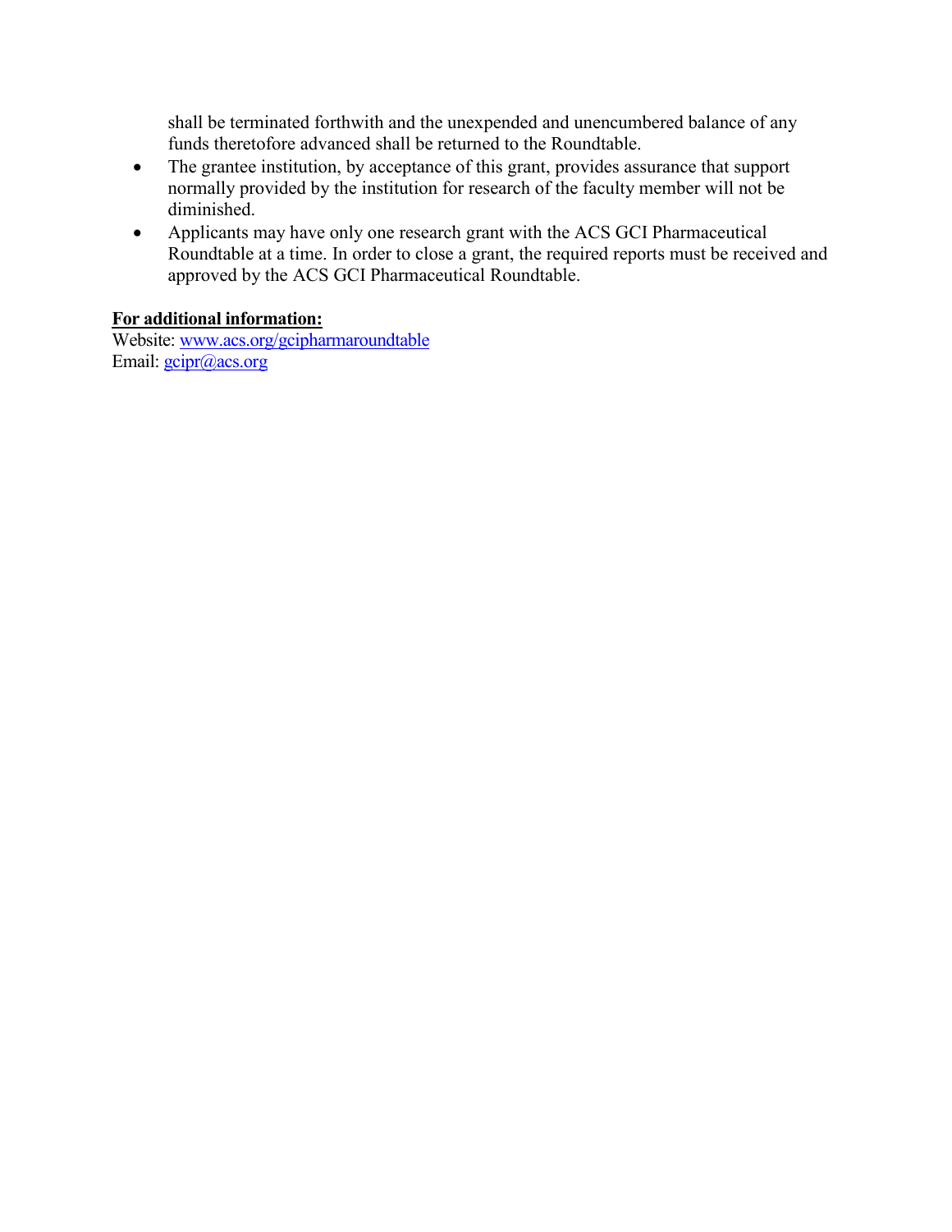shall be terminated forthwith and the unexpended and unencumbered balance of any funds theretofore advanced shall be returned to the Roundtable.

- The grantee institution, by acceptance of this grant, provides assurance that support normally provided by the institution for research of the faculty member will not be diminished.
- Applicants may have only one research grant with the ACS GCI Pharmaceutical Roundtable at a time. In order to close a grant, the required reports must be received and approved by the ACS GCI Pharmaceutical Roundtable.

**For additional information:**

Website: www.acs.org/gcipharmaroundtable
Email: gcipr@acs.org